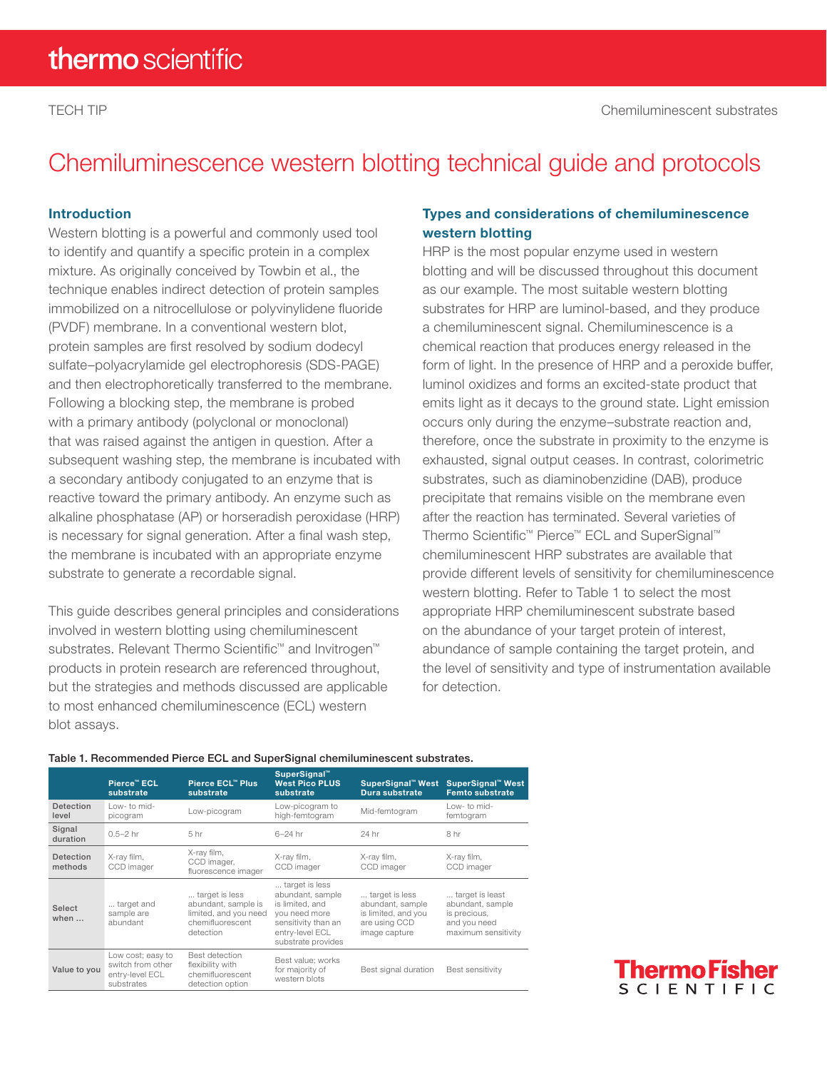TECH TIP

Chemiluminescent substrates

# Chemiluminescence western blotting technical guide and protocols

## Introduction

Western blotting is a powerful and commonly used tool to identify and quantify a specific protein in a complex mixture. As originally conceived by Towbin et al., the technique enables indirect detection of protein samples immobilized on a nitrocellulose or polyvinylidene fluoride (PVDF) membrane. In a conventional western blot, protein samples are first resolved by sodium dodecyl sulfate–polyacrylamide gel electrophoresis (SDS-PAGE) and then electrophoretically transferred to the membrane. Following a blocking step, the membrane is probed with a primary antibody (polyclonal or monoclonal) that was raised against the antigen in question. After a subsequent washing step, the membrane is incubated with a secondary antibody conjugated to an enzyme that is reactive toward the primary antibody. An enzyme such as alkaline phosphatase (AP) or horseradish peroxidase (HRP) is necessary for signal generation. After a final wash step, the membrane is incubated with an appropriate enzyme substrate to generate a recordable signal.

This guide describes general principles and considerations involved in western blotting using chemiluminescent substrates. Relevant Thermo Scientific™ and Invitrogen™ products in protein research are referenced throughout, but the strategies and methods discussed are applicable to most enhanced chemiluminescence (ECL) western blot assays.

## Types and considerations of chemiluminescence western blotting

HRP is the most popular enzyme used in western blotting and will be discussed throughout this document as our example. The most suitable western blotting substrates for HRP are luminol-based, and they produce a chemiluminescent signal. Chemiluminescence is a chemical reaction that produces energy released in the form of light. In the presence of HRP and a peroxide buffer, luminol oxidizes and forms an excited-state product that emits light as it decays to the ground state. Light emission occurs only during the enzyme–substrate reaction and, therefore, once the substrate in proximity to the enzyme is exhausted, signal output ceases. In contrast, colorimetric substrates, such as diaminobenzidine (DAB), produce precipitate that remains visible on the membrane even after the reaction has terminated. Several varieties of Thermo Scientific™ Pierce™ ECL and SuperSignal™ chemiluminescent HRP substrates are available that provide different levels of sensitivity for chemiluminescence western blotting. Refer to Table 1 to select the most appropriate HRP chemiluminescent substrate based on the abundance of your target protein of interest, abundance of sample containing the target protein, and the level of sensitivity and type of instrumentation available for detection.

Table 1. Recommended Pierce ECL and SuperSignal chemiluminescent substrates.

| | Pierce™ ECL substrate | Pierce ECL™ Plus substrate | SuperSignal™ West Pico PLUS substrate | SuperSignal™ West Dura substrate | SuperSignal™ West Femto substrate |
|---|---|---|---|---|---|
| Detection level | Low- to mid-picogram | Low-picogram | Low-picogram to high-femtogram | Mid-femtogram | Low- to mid-femtogram |
| Signal duration | 0.5–2 hr | 5 hr | 6–24 hr | 24 hr | 8 hr |
| Detection methods | X-ray film, CCD imager | X-ray film, CCD imager, fluorescence imager | X-ray film, CCD imager | X-ray film, CCD imager | X-ray film, CCD imager |
| Select when ... | ... target and sample are abundant | ... target is less abundant, sample is limited, and you need chemifluorescent detection | ... target is less abundant, sample is limited, and you need more sensitivity than an entry-level ECL substrate provides | ... target is less abundant, sample is limited, and you are using CCD image capture | ... target is least abundant, sample is precious, and you need maximum sensitivity |
| Value to you | Low cost; easy to switch from other entry-level ECL substrates | Best detection flexibility with chemifluorescent detection option | Best value; works for majority of western blots | Best signal duration | Best sensitivity |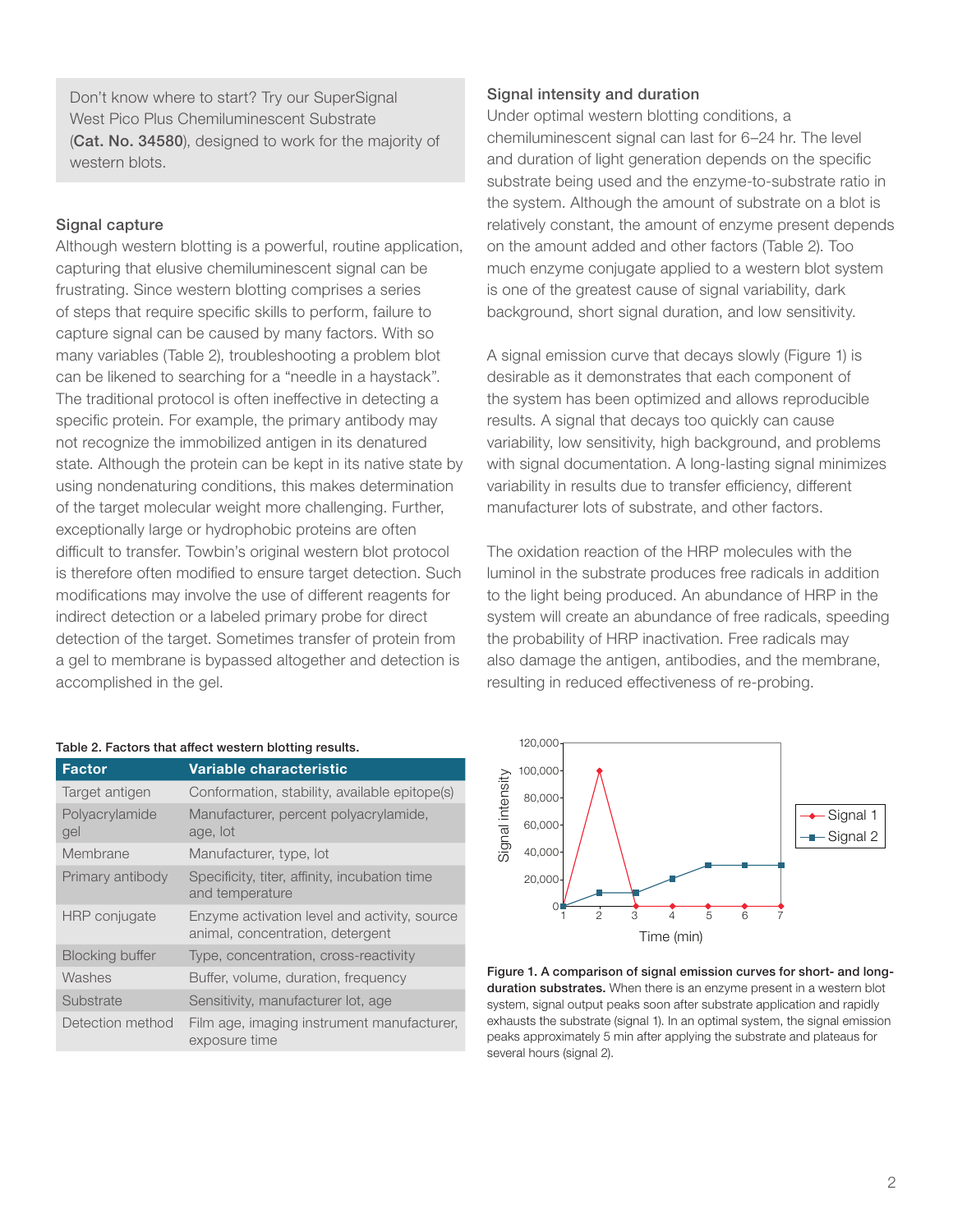Don't know where to start? Try our SuperSignal West Pico Plus Chemiluminescent Substrate (**Cat. No. 34580**), designed to work for the majority of western blots.

## Signal capture

Although western blotting is a powerful, routine application, capturing that elusive chemiluminescent signal can be frustrating. Since western blotting comprises a series of steps that require specific skills to perform, failure to capture signal can be caused by many factors. With so many variables (Table 2), troubleshooting a problem blot can be likened to searching for a "needle in a haystack". The traditional protocol is often ineffective in detecting a specific protein. For example, the primary antibody may not recognize the immobilized antigen in its denatured state. Although the protein can be kept in its native state by using nondenaturing conditions, this makes determination of the target molecular weight more challenging. Further, exceptionally large or hydrophobic proteins are often difficult to transfer. Towbin's original western blot protocol is therefore often modified to ensure target detection. Such modifications may involve the use of different reagents for indirect detection or a labeled primary probe for direct detection of the target. Sometimes transfer of protein from a gel to membrane is bypassed altogether and detection is accomplished in the gel.

**Table 2. Factors that affect western blotting results.**

| Factor | Variable characteristic |
|---|---|
| Target antigen | Conformation, stability, available epitope(s) |
| Polyacrylamide gel | Manufacturer, percent polyacrylamide, age, lot |
| Membrane | Manufacturer, type, lot |
| Primary antibody | Specificity, titer, affinity, incubation time and temperature |
| HRP conjugate | Enzyme activation level and activity, source animal, concentration, detergent |
| Blocking buffer | Type, concentration, cross-reactivity |
| Washes | Buffer, volume, duration, frequency |
| Substrate | Sensitivity, manufacturer lot, age |
| Detection method | Film age, imaging instrument manufacturer, exposure time |

## Signal intensity and duration

Under optimal western blotting conditions, a chemiluminescent signal can last for 6–24 hr. The level and duration of light generation depends on the specific substrate being used and the enzyme-to-substrate ratio in the system. Although the amount of substrate on a blot is relatively constant, the amount of enzyme present depends on the amount added and other factors (Table 2). Too much enzyme conjugate applied to a western blot system is one of the greatest cause of signal variability, dark background, short signal duration, and low sensitivity.

A signal emission curve that decays slowly (Figure 1) is desirable as it demonstrates that each component of the system has been optimized and allows reproducible results. A signal that decays too quickly can cause variability, low sensitivity, high background, and problems with signal documentation. A long-lasting signal minimizes variability in results due to transfer efficiency, different manufacturer lots of substrate, and other factors.

The oxidation reaction of the HRP molecules with the luminol in the substrate produces free radicals in addition to the light being produced. An abundance of HRP in the system will create an abundance of free radicals, speeding the probability of HRP inactivation. Free radicals may also damage the antigen, antibodies, and the membrane, resulting in reduced effectiveness of re-probing.

**Figure 1. A comparison of signal emission curves for short- and long-duration substrates.** When there is an enzyme present in a western blot system, signal output peaks soon after substrate application and rapidly exhausts the substrate (signal 1). In an optimal system, the signal emission peaks approximately 5 min after applying the substrate and plateaus for several hours (signal 2).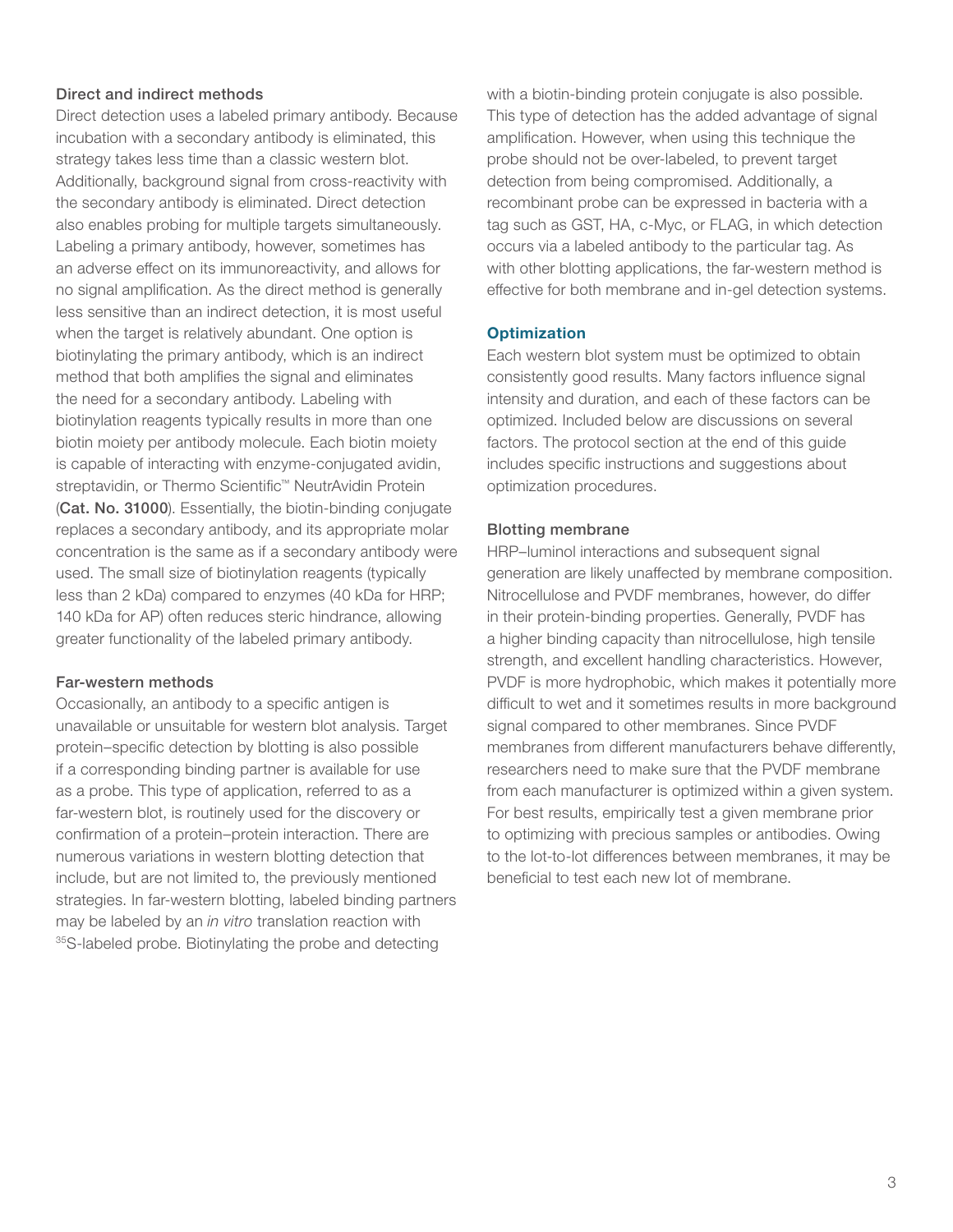### Direct and indirect methods

Direct detection uses a labeled primary antibody. Because incubation with a secondary antibody is eliminated, this strategy takes less time than a classic western blot. Additionally, background signal from cross-reactivity with the secondary antibody is eliminated. Direct detection also enables probing for multiple targets simultaneously. Labeling a primary antibody, however, sometimes has an adverse effect on its immunoreactivity, and allows for no signal amplification. As the direct method is generally less sensitive than an indirect detection, it is most useful when the target is relatively abundant. One option is biotinylating the primary antibody, which is an indirect method that both amplifies the signal and eliminates the need for a secondary antibody. Labeling with biotinylation reagents typically results in more than one biotin moiety per antibody molecule. Each biotin moiety is capable of interacting with enzyme-conjugated avidin, streptavidin, or Thermo Scientific™ NeutrAvidin Protein (**Cat. No. 31000**). Essentially, the biotin-binding conjugate replaces a secondary antibody, and its appropriate molar concentration is the same as if a secondary antibody were used. The small size of biotinylation reagents (typically less than 2 kDa) compared to enzymes (40 kDa for HRP; 140 kDa for AP) often reduces steric hindrance, allowing greater functionality of the labeled primary antibody.

### Far-western methods

Occasionally, an antibody to a specific antigen is unavailable or unsuitable for western blot analysis. Target protein–specific detection by blotting is also possible if a corresponding binding partner is available for use as a probe. This type of application, referred to as a far-western blot, is routinely used for the discovery or confirmation of a protein–protein interaction. There are numerous variations in western blotting detection that include, but are not limited to, the previously mentioned strategies. In far-western blotting, labeled binding partners may be labeled by an *in vitro* translation reaction with $^{35}$S-labeled probe. Biotinylating the probe and detecting with a biotin-binding protein conjugate is also possible. This type of detection has the added advantage of signal amplification. However, when using this technique the probe should not be over-labeled, to prevent target detection from being compromised. Additionally, a recombinant probe can be expressed in bacteria with a tag such as GST, HA, c-Myc, or FLAG, in which detection occurs via a labeled antibody to the particular tag. As with other blotting applications, the far-western method is effective for both membrane and in-gel detection systems.

## Optimization

Each western blot system must be optimized to obtain consistently good results. Many factors influence signal intensity and duration, and each of these factors can be optimized. Included below are discussions on several factors. The protocol section at the end of this guide includes specific instructions and suggestions about optimization procedures.

### Blotting membrane

HRP–luminol interactions and subsequent signal generation are likely unaffected by membrane composition. Nitrocellulose and PVDF membranes, however, do differ in their protein-binding properties. Generally, PVDF has a higher binding capacity than nitrocellulose, high tensile strength, and excellent handling characteristics. However, PVDF is more hydrophobic, which makes it potentially more difficult to wet and it sometimes results in more background signal compared to other membranes. Since PVDF membranes from different manufacturers behave differently, researchers need to make sure that the PVDF membrane from each manufacturer is optimized within a given system. For best results, empirically test a given membrane prior to optimizing with precious samples or antibodies. Owing to the lot-to-lot differences between membranes, it may be beneficial to test each new lot of membrane.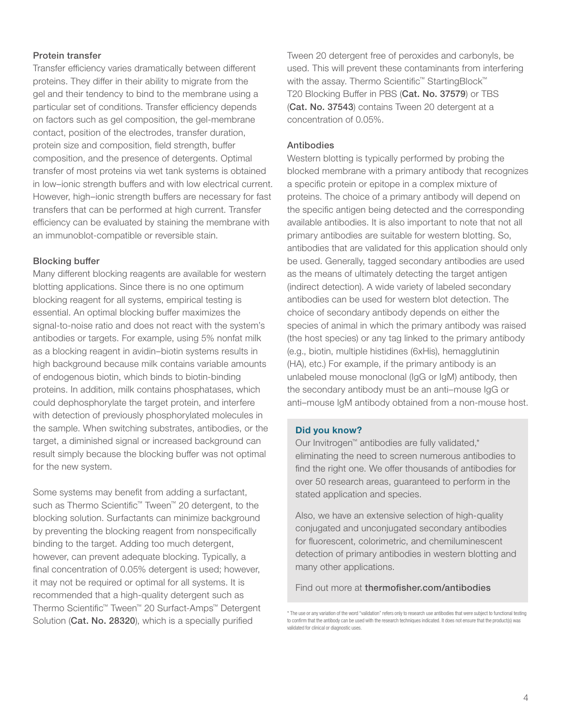### Protein transfer

Transfer efficiency varies dramatically between different proteins. They differ in their ability to migrate from the gel and their tendency to bind to the membrane using a particular set of conditions. Transfer efficiency depends on factors such as gel composition, the gel-membrane contact, position of the electrodes, transfer duration, protein size and composition, field strength, buffer composition, and the presence of detergents. Optimal transfer of most proteins via wet tank systems is obtained in low–ionic strength buffers and with low electrical current. However, high–ionic strength buffers are necessary for fast transfers that can be performed at high current. Transfer efficiency can be evaluated by staining the membrane with an immunoblot-compatible or reversible stain.

### Blocking buffer

Many different blocking reagents are available for western blotting applications. Since there is no one optimum blocking reagent for all systems, empirical testing is essential. An optimal blocking buffer maximizes the signal-to-noise ratio and does not react with the system's antibodies or targets. For example, using 5% nonfat milk as a blocking reagent in avidin–biotin systems results in high background because milk contains variable amounts of endogenous biotin, which binds to biotin-binding proteins. In addition, milk contains phosphatases, which could dephosphorylate the target protein, and interfere with detection of previously phosphorylated molecules in the sample. When switching substrates, antibodies, or the target, a diminished signal or increased background can result simply because the blocking buffer was not optimal for the new system.

Some systems may benefit from adding a surfactant, such as Thermo Scientific™ Tween™ 20 detergent, to the blocking solution. Surfactants can minimize background by preventing the blocking reagent from nonspecifically binding to the target. Adding too much detergent, however, can prevent adequate blocking. Typically, a final concentration of 0.05% detergent is used; however, it may not be required or optimal for all systems. It is recommended that a high-quality detergent such as Thermo Scientific™ Tween™ 20 Surfact-Amps™ Detergent Solution (**Cat. No. 28320**), which is a specially purified Tween 20 detergent free of peroxides and carbonyls, be used. This will prevent these contaminants from interfering with the assay. Thermo Scientific™ StartingBlock™ T20 Blocking Buffer in PBS (**Cat. No. 37579**) or TBS (**Cat. No. 37543**) contains Tween 20 detergent at a concentration of 0.05%.

### Antibodies

Western blotting is typically performed by probing the blocked membrane with a primary antibody that recognizes a specific protein or epitope in a complex mixture of proteins. The choice of a primary antibody will depend on the specific antigen being detected and the corresponding available antibodies. It is also important to note that not all primary antibodies are suitable for western blotting. So, antibodies that are validated for this application should only be used. Generally, tagged secondary antibodies are used as the means of ultimately detecting the target antigen (indirect detection). A wide variety of labeled secondary antibodies can be used for western blot detection. The choice of secondary antibody depends on either the species of animal in which the primary antibody was raised (the host species) or any tag linked to the primary antibody (e.g., biotin, multiple histidines (6xHis), hemagglutinin (HA), etc.) For example, if the primary antibody is an unlabeled mouse monoclonal (IgG or IgM) antibody, then the secondary antibody must be an anti–mouse IgG or anti–mouse IgM antibody obtained from a non-mouse host.

**Did you know?**

Our Invitrogen™ antibodies are fully validated,* eliminating the need to screen numerous antibodies to find the right one. We offer thousands of antibodies for over 50 research areas, guaranteed to perform in the stated application and species.

Also, we have an extensive selection of high-quality conjugated and unconjugated secondary antibodies for fluorescent, colorimetric, and chemiluminescent detection of primary antibodies in western blotting and many other applications.

Find out more at **thermofisher.com/antibodies**

* The use or any variation of the word "validation" refers only to research use antibodies that were subject to functional testing to confirm that the antibody can be used with the research techniques indicated. It does not ensure that the product(s) was validated for clinical or diagnostic uses.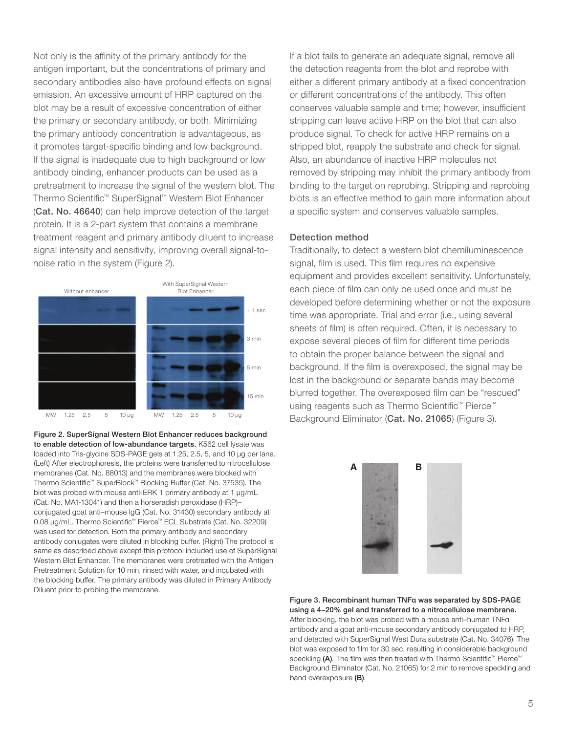Not only is the affinity of the primary antibody for the antigen important, but the concentrations of primary and secondary antibodies also have profound effects on signal emission. An excessive amount of HRP captured on the blot may be a result of excessive concentration of either the primary or secondary antibody, or both. Minimizing the primary antibody concentration is advantageous, as it promotes target-specific binding and low background. If the signal is inadequate due to high background or low antibody binding, enhancer products can be used as a pretreatment to increase the signal of the western blot. The Thermo Scientific™ SuperSignal™ Western Blot Enhancer (**Cat. No. 46640**) can help improve detection of the target protein. It is a 2-part system that contains a membrane treatment reagent and primary antibody diluent to increase signal intensity and sensitivity, improving overall signal-to-noise ratio in the system (Figure 2).

**Figure 2. SuperSignal Western Blot Enhancer reduces background to enable detection of low-abundance targets.** K562 cell lysate was loaded into Tris-glycine SDS-PAGE gels at 1.25, 2.5, 5, and 10 µg per lane. (Left) After electrophoresis, the proteins were transferred to nitrocellulose membranes (Cat. No. 88013) and the membranes were blocked with Thermo Scientific™ SuperBlock™ Blocking Buffer (Cat. No. 37535). The blot was probed with mouse anti-ERK 1 primary antibody at 1 µg/mL (Cat. No. MA1-13041) and then a horseradish peroxidase (HRP)–conjugated goat anti–mouse IgG (Cat. No. 31430) secondary antibody at 0.08 µg/mL. Thermo Scientific™ Pierce™ ECL Substrate (Cat. No. 32209) was used for detection. Both the primary antibody and secondary antibody conjugates were diluted in blocking buffer. (Right) The protocol is same as described above except this protocol included use of SuperSignal Western Blot Enhancer. The membranes were pretreated with the Antigen Pretreatment Solution for 10 min, rinsed with water, and incubated with the blocking buffer. The primary antibody was diluted in Primary Antibody Diluent prior to probing the membrane.

If a blot fails to generate an adequate signal, remove all the detection reagents from the blot and reprobe with either a different primary antibody at a fixed concentration or different concentrations of the antibody. This often conserves valuable sample and time; however, insufficient stripping can leave active HRP on the blot that can also produce signal. To check for active HRP remains on a stripped blot, reapply the substrate and check for signal. Also, an abundance of inactive HRP molecules not removed by stripping may inhibit the primary antibody from binding to the target on reprobing. Stripping and reprobing blots is an effective method to gain more information about a specific system and conserves valuable samples.

### Detection method

Traditionally, to detect a western blot chemiluminescence signal, film is used. This film requires no expensive equipment and provides excellent sensitivity. Unfortunately, each piece of film can only be used once and must be developed before determining whether or not the exposure time was appropriate. Trial and error (i.e., using several sheets of film) is often required. Often, it is necessary to expose several pieces of film for different time periods to obtain the proper balance between the signal and background. If the film is overexposed, the signal may be lost in the background or separate bands may become blurred together. The overexposed film can be "rescued" using reagents such as Thermo Scientific™ Pierce™ Background Eliminator (**Cat. No. 21065**) (Figure 3).

**Figure 3. Recombinant human TNFα was separated by SDS-PAGE using a 4–20% gel and transferred to a nitrocellulose membrane.** After blocking, the blot was probed with a mouse anti–human TNFα antibody and a goat anti-mouse secondary antibody conjugated to HRP, and detected with SuperSignal West Dura substrate (Cat. No. 34076). The blot was exposed to film for 30 sec, resulting in considerable background speckling **(A)**. The film was then treated with Thermo Scientific™ Pierce™ Background Eliminator (Cat. No. 21065) for 2 min to remove speckling and band overexposure **(B)**.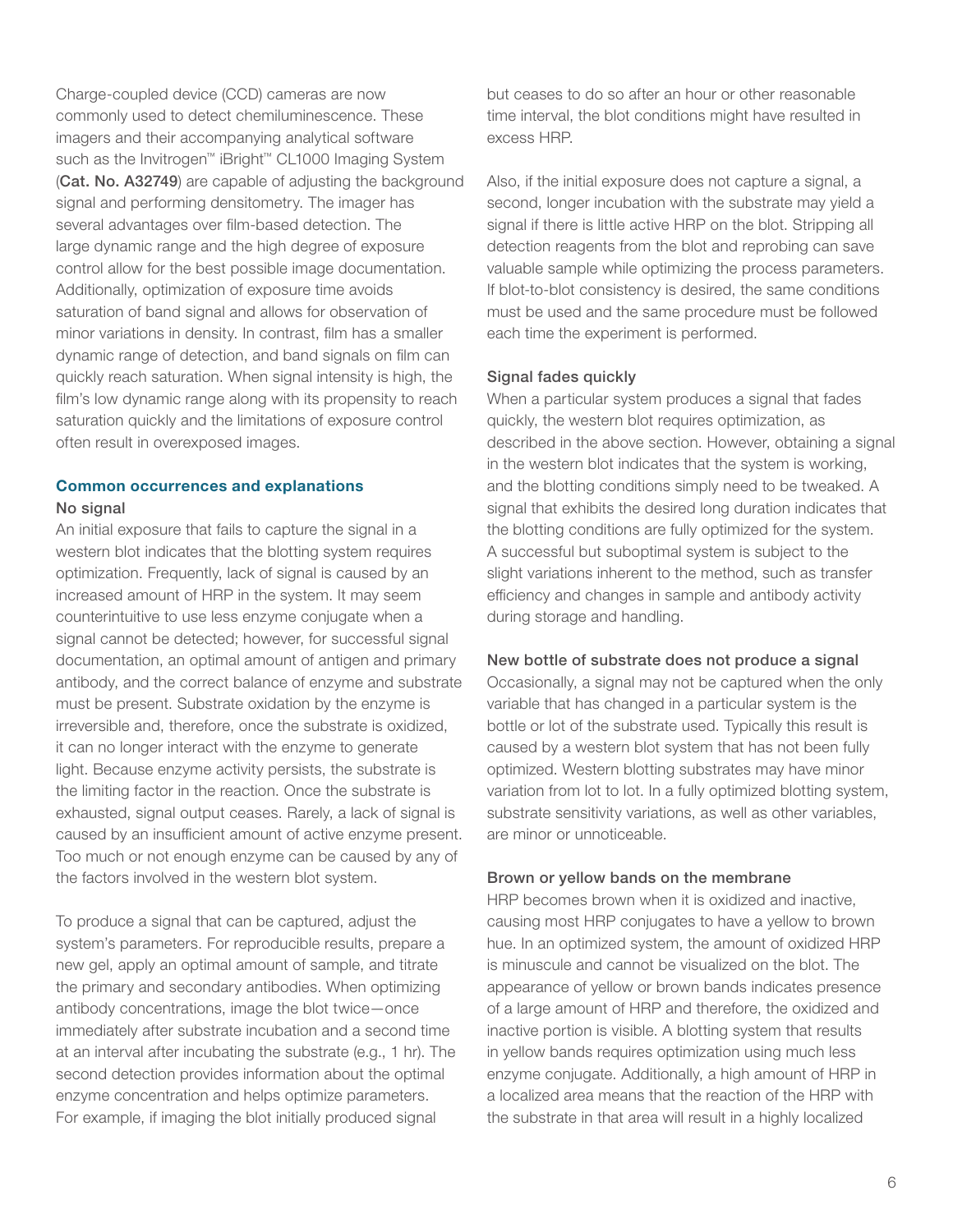Charge-coupled device (CCD) cameras are now commonly used to detect chemiluminescence. These imagers and their accompanying analytical software such as the Invitrogen™ iBright™ CL1000 Imaging System (**Cat. No. A32749**) are capable of adjusting the background signal and performing densitometry. The imager has several advantages over film-based detection. The large dynamic range and the high degree of exposure control allow for the best possible image documentation. Additionally, optimization of exposure time avoids saturation of band signal and allows for observation of minor variations in density. In contrast, film has a smaller dynamic range of detection, and band signals on film can quickly reach saturation. When signal intensity is high, the film's low dynamic range along with its propensity to reach saturation quickly and the limitations of exposure control often result in overexposed images.

## Common occurrences and explanations

### No signal

An initial exposure that fails to capture the signal in a western blot indicates that the blotting system requires optimization. Frequently, lack of signal is caused by an increased amount of HRP in the system. It may seem counterintuitive to use less enzyme conjugate when a signal cannot be detected; however, for successful signal documentation, an optimal amount of antigen and primary antibody, and the correct balance of enzyme and substrate must be present. Substrate oxidation by the enzyme is irreversible and, therefore, once the substrate is oxidized, it can no longer interact with the enzyme to generate light. Because enzyme activity persists, the substrate is the limiting factor in the reaction. Once the substrate is exhausted, signal output ceases. Rarely, a lack of signal is caused by an insufficient amount of active enzyme present. Too much or not enough enzyme can be caused by any of the factors involved in the western blot system.

To produce a signal that can be captured, adjust the system's parameters. For reproducible results, prepare a new gel, apply an optimal amount of sample, and titrate the primary and secondary antibodies. When optimizing antibody concentrations, image the blot twice—once immediately after substrate incubation and a second time at an interval after incubating the substrate (e.g., 1 hr). The second detection provides information about the optimal enzyme concentration and helps optimize parameters. For example, if imaging the blot initially produced signal but ceases to do so after an hour or other reasonable time interval, the blot conditions might have resulted in excess HRP.

Also, if the initial exposure does not capture a signal, a second, longer incubation with the substrate may yield a signal if there is little active HRP on the blot. Stripping all detection reagents from the blot and reprobing can save valuable sample while optimizing the process parameters. If blot-to-blot consistency is desired, the same conditions must be used and the same procedure must be followed each time the experiment is performed.

### Signal fades quickly

When a particular system produces a signal that fades quickly, the western blot requires optimization, as described in the above section. However, obtaining a signal in the western blot indicates that the system is working, and the blotting conditions simply need to be tweaked. A signal that exhibits the desired long duration indicates that the blotting conditions are fully optimized for the system. A successful but suboptimal system is subject to the slight variations inherent to the method, such as transfer efficiency and changes in sample and antibody activity during storage and handling.

### New bottle of substrate does not produce a signal

Occasionally, a signal may not be captured when the only variable that has changed in a particular system is the bottle or lot of the substrate used. Typically this result is caused by a western blot system that has not been fully optimized. Western blotting substrates may have minor variation from lot to lot. In a fully optimized blotting system, substrate sensitivity variations, as well as other variables, are minor or unnoticeable.

### Brown or yellow bands on the membrane

HRP becomes brown when it is oxidized and inactive, causing most HRP conjugates to have a yellow to brown hue. In an optimized system, the amount of oxidized HRP is minuscule and cannot be visualized on the blot. The appearance of yellow or brown bands indicates presence of a large amount of HRP and therefore, the oxidized and inactive portion is visible. A blotting system that results in yellow bands requires optimization using much less enzyme conjugate. Additionally, a high amount of HRP in a localized area means that the reaction of the HRP with the substrate in that area will result in a highly localized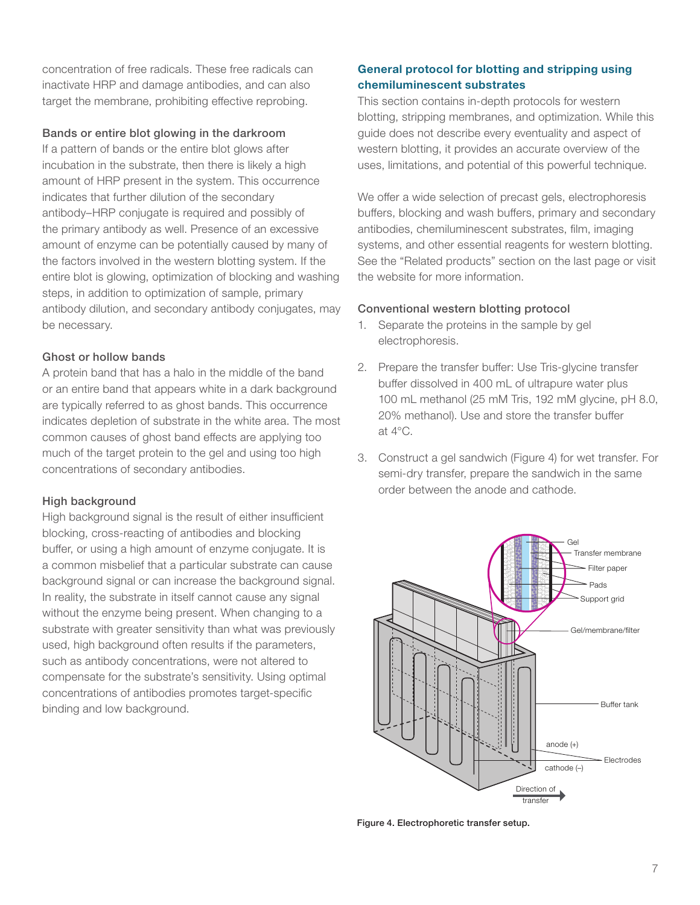concentration of free radicals. These free radicals can inactivate HRP and damage antibodies, and can also target the membrane, prohibiting effective reprobing.

### Bands or entire blot glowing in the darkroom

If a pattern of bands or the entire blot glows after incubation in the substrate, then there is likely a high amount of HRP present in the system. This occurrence indicates that further dilution of the secondary antibody–HRP conjugate is required and possibly of the primary antibody as well. Presence of an excessive amount of enzyme can be potentially caused by many of the factors involved in the western blotting system. If the entire blot is glowing, optimization of blocking and washing steps, in addition to optimization of sample, primary antibody dilution, and secondary antibody conjugates, may be necessary.

### Ghost or hollow bands

A protein band that has a halo in the middle of the band or an entire band that appears white in a dark background are typically referred to as ghost bands. This occurrence indicates depletion of substrate in the white area. The most common causes of ghost band effects are applying too much of the target protein to the gel and using too high concentrations of secondary antibodies.

### High background

High background signal is the result of either insufficient blocking, cross-reacting of antibodies and blocking buffer, or using a high amount of enzyme conjugate. It is a common misbelief that a particular substrate can cause background signal or can increase the background signal. In reality, the substrate in itself cannot cause any signal without the enzyme being present. When changing to a substrate with greater sensitivity than what was previously used, high background often results if the parameters, such as antibody concentrations, were not altered to compensate for the substrate's sensitivity. Using optimal concentrations of antibodies promotes target-specific binding and low background.

## General protocol for blotting and stripping using chemiluminescent substrates

This section contains in-depth protocols for western blotting, stripping membranes, and optimization. While this guide does not describe every eventuality and aspect of western blotting, it provides an accurate overview of the uses, limitations, and potential of this powerful technique.

We offer a wide selection of precast gels, electrophoresis buffers, blocking and wash buffers, primary and secondary antibodies, chemiluminescent substrates, film, imaging systems, and other essential reagents for western blotting. See the "Related products" section on the last page or visit the website for more information.

### Conventional western blotting protocol

1. Separate the proteins in the sample by gel electrophoresis.
2. Prepare the transfer buffer: Use Tris-glycine transfer buffer dissolved in 400 mL of ultrapure water plus 100 mL methanol (25 mM Tris, 192 mM glycine, pH 8.0, 20% methanol). Use and store the transfer buffer at 4°C.
3. Construct a gel sandwich (Figure 4) for wet transfer. For semi-dry transfer, prepare the sandwich in the same order between the anode and cathode.

Gel, Transfer membrane, Filter paper, Pads, Support grid, Gel/membrane/filter, Buffer tank, anode (+), cathode (–), Electrodes, Direction of transfer

Figure 4. Electrophoretic transfer setup.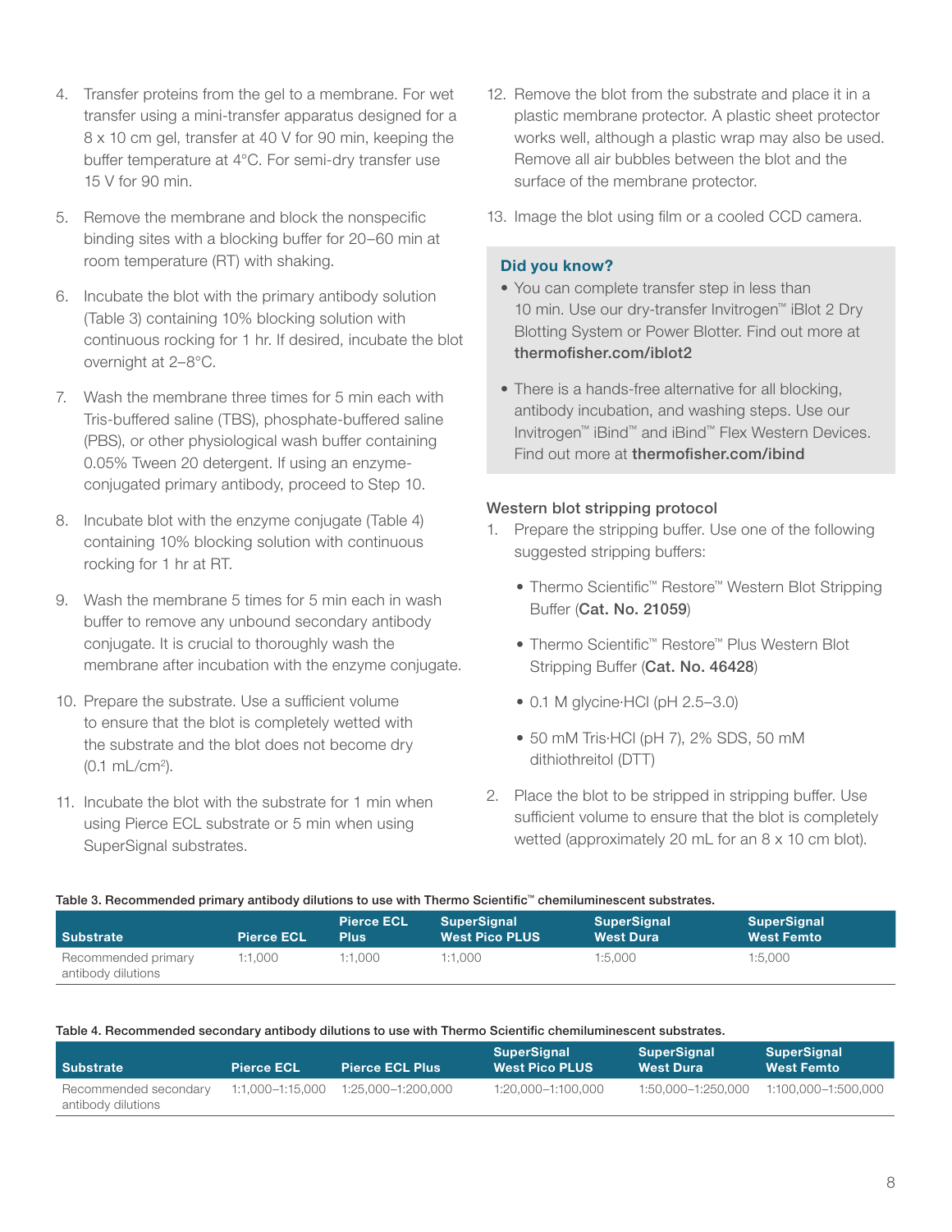4. Transfer proteins from the gel to a membrane. For wet transfer using a mini-transfer apparatus designed for a 8 x 10 cm gel, transfer at 40 V for 90 min, keeping the buffer temperature at 4°C. For semi-dry transfer use 15 V for 90 min.

5. Remove the membrane and block the nonspecific binding sites with a blocking buffer for 20–60 min at room temperature (RT) with shaking.

6. Incubate the blot with the primary antibody solution (Table 3) containing 10% blocking solution with continuous rocking for 1 hr. If desired, incubate the blot overnight at 2–8°C.

7. Wash the membrane three times for 5 min each with Tris-buffered saline (TBS), phosphate-buffered saline (PBS), or other physiological wash buffer containing 0.05% Tween 20 detergent. If using an enzyme-conjugated primary antibody, proceed to Step 10.

8. Incubate blot with the enzyme conjugate (Table 4) containing 10% blocking solution with continuous rocking for 1 hr at RT.

9. Wash the membrane 5 times for 5 min each in wash buffer to remove any unbound secondary antibody conjugate. It is crucial to thoroughly wash the membrane after incubation with the enzyme conjugate.

10. Prepare the substrate. Use a sufficient volume to ensure that the blot is completely wetted with the substrate and the blot does not become dry (0.1 mL/cm$^2$).

11. Incubate the blot with the substrate for 1 min when using Pierce ECL substrate or 5 min when using SuperSignal substrates.

12. Remove the blot from the substrate and place it in a plastic membrane protector. A plastic sheet protector works well, although a plastic wrap may also be used. Remove all air bubbles between the blot and the surface of the membrane protector.

13. Image the blot using film or a cooled CCD camera.

**Did you know?**

- You can complete transfer step in less than 10 min. Use our dry-transfer Invitrogen™ iBlot 2 Dry Blotting System or Power Blotter. Find out more at **thermofisher.com/iblot2**
- There is a hands-free alternative for all blocking, antibody incubation, and washing steps. Use our Invitrogen™ iBind™ and iBind™ Flex Western Devices. Find out more at **thermofisher.com/ibind**

## Western blot stripping protocol

1. Prepare the stripping buffer. Use one of the following suggested stripping buffers:
   - Thermo Scientific™ Restore™ Western Blot Stripping Buffer (**Cat. No. 21059**)
   - Thermo Scientific™ Restore™ Plus Western Blot Stripping Buffer (**Cat. No. 46428**)
   - 0.1 M glycine·HCl (pH 2.5–3.0)
   - 50 mM Tris·HCl (pH 7), 2% SDS, 50 mM dithiothreitol (DTT)

2. Place the blot to be stripped in stripping buffer. Use sufficient volume to ensure that the blot is completely wetted (approximately 20 mL for an 8 x 10 cm blot).

**Table 3. Recommended primary antibody dilutions to use with Thermo Scientific™ chemiluminescent substrates.**

| Substrate | Pierce ECL | Pierce ECL Plus | SuperSignal West Pico PLUS | SuperSignal West Dura | SuperSignal West Femto |
|---|---|---|---|---|---|
| Recommended primary antibody dilutions | 1:1,000 | 1:1,000 | 1:1,000 | 1:5,000 | 1:5,000 |

**Table 4. Recommended secondary antibody dilutions to use with Thermo Scientific chemiluminescent substrates.**

| Substrate | Pierce ECL | Pierce ECL Plus | SuperSignal West Pico PLUS | SuperSignal West Dura | SuperSignal West Femto |
|---|---|---|---|---|---|
| Recommended secondary antibody dilutions | 1:1,000–1:15,000 | 1:25,000–1:200,000 | 1:20,000–1:100,000 | 1:50,000–1:250,000 | 1:100,000–1:500,000 |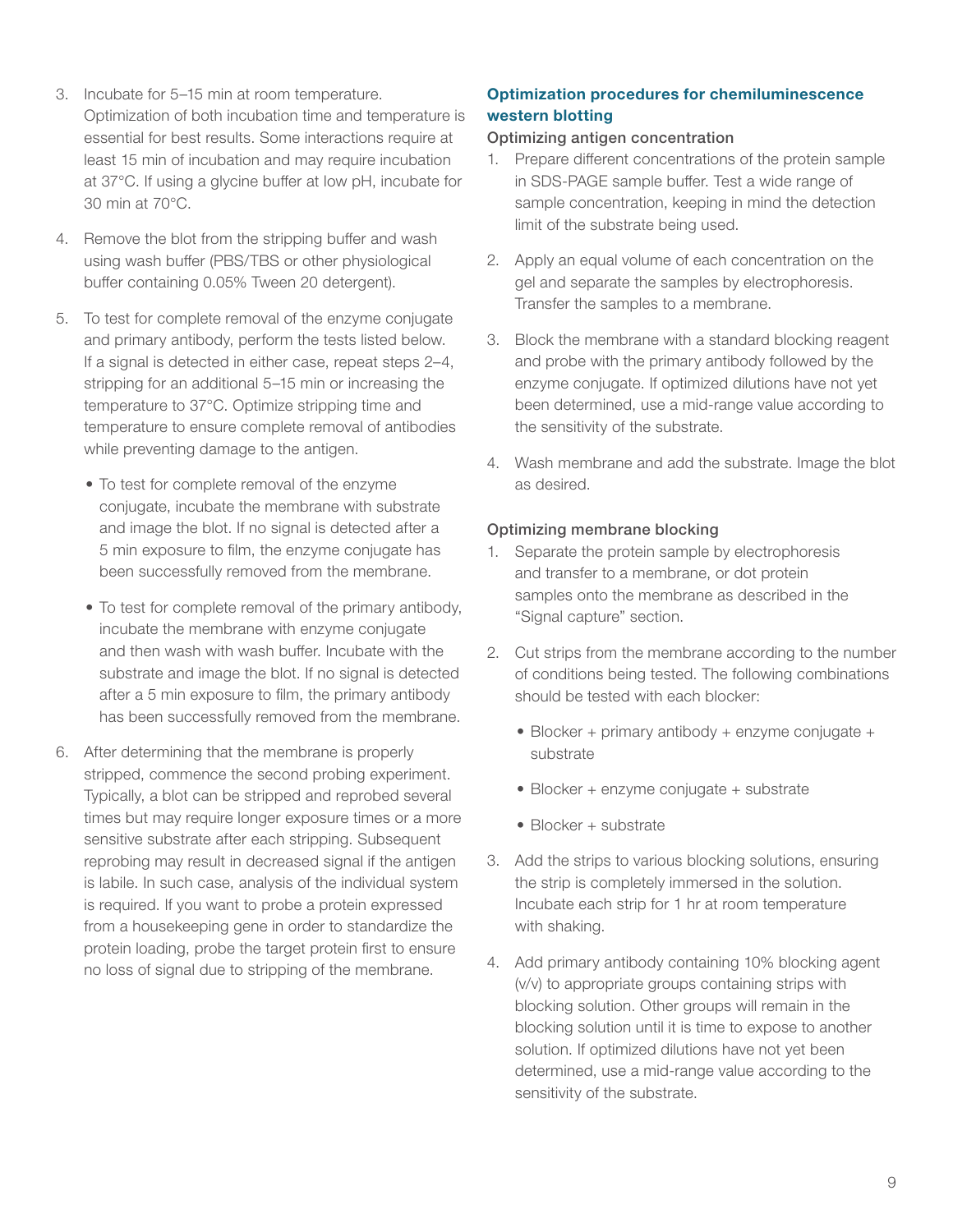3. Incubate for 5–15 min at room temperature. Optimization of both incubation time and temperature is essential for best results. Some interactions require at least 15 min of incubation and may require incubation at 37°C. If using a glycine buffer at low pH, incubate for 30 min at 70°C.

4. Remove the blot from the stripping buffer and wash using wash buffer (PBS/TBS or other physiological buffer containing 0.05% Tween 20 detergent).

5. To test for complete removal of the enzyme conjugate and primary antibody, perform the tests listed below. If a signal is detected in either case, repeat steps 2–4, stripping for an additional 5–15 min or increasing the temperature to 37°C. Optimize stripping time and temperature to ensure complete removal of antibodies while preventing damage to the antigen.

   - To test for complete removal of the enzyme conjugate, incubate the membrane with substrate and image the blot. If no signal is detected after a 5 min exposure to film, the enzyme conjugate has been successfully removed from the membrane.

   - To test for complete removal of the primary antibody, incubate the membrane with enzyme conjugate and then wash with wash buffer. Incubate with the substrate and image the blot. If no signal is detected after a 5 min exposure to film, the primary antibody has been successfully removed from the membrane.

6. After determining that the membrane is properly stripped, commence the second probing experiment. Typically, a blot can be stripped and reprobed several times but may require longer exposure times or a more sensitive substrate after each stripping. Subsequent reprobing may result in decreased signal if the antigen is labile. In such case, analysis of the individual system is required. If you want to probe a protein expressed from a housekeeping gene in order to standardize the protein loading, probe the target protein first to ensure no loss of signal due to stripping of the membrane.

## Optimization procedures for chemiluminescence western blotting

### Optimizing antigen concentration

1. Prepare different concentrations of the protein sample in SDS-PAGE sample buffer. Test a wide range of sample concentration, keeping in mind the detection limit of the substrate being used.

2. Apply an equal volume of each concentration on the gel and separate the samples by electrophoresis. Transfer the samples to a membrane.

3. Block the membrane with a standard blocking reagent and probe with the primary antibody followed by the enzyme conjugate. If optimized dilutions have not yet been determined, use a mid-range value according to the sensitivity of the substrate.

4. Wash membrane and add the substrate. Image the blot as desired.

### Optimizing membrane blocking

1. Separate the protein sample by electrophoresis and transfer to a membrane, or dot protein samples onto the membrane as described in the "Signal capture" section.

2. Cut strips from the membrane according to the number of conditions being tested. The following combinations should be tested with each blocker:

   - Blocker + primary antibody + enzyme conjugate + substrate
   - Blocker + enzyme conjugate + substrate
   - Blocker + substrate

3. Add the strips to various blocking solutions, ensuring the strip is completely immersed in the solution. Incubate each strip for 1 hr at room temperature with shaking.

4. Add primary antibody containing 10% blocking agent (v/v) to appropriate groups containing strips with blocking solution. Other groups will remain in the blocking solution until it is time to expose to another solution. If optimized dilutions have not yet been determined, use a mid-range value according to the sensitivity of the substrate.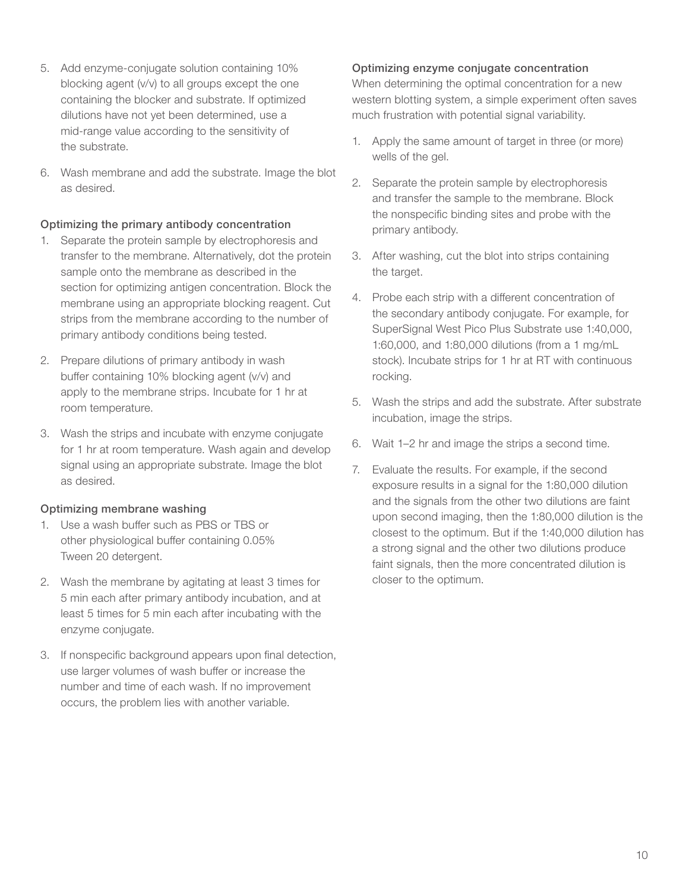5. Add enzyme-conjugate solution containing 10% blocking agent (v/v) to all groups except the one containing the blocker and substrate. If optimized dilutions have not yet been determined, use a mid-range value according to the sensitivity of the substrate.

6. Wash membrane and add the substrate. Image the blot as desired.

### Optimizing the primary antibody concentration

1. Separate the protein sample by electrophoresis and transfer to the membrane. Alternatively, dot the protein sample onto the membrane as described in the section for optimizing antigen concentration. Block the membrane using an appropriate blocking reagent. Cut strips from the membrane according to the number of primary antibody conditions being tested.

2. Prepare dilutions of primary antibody in wash buffer containing 10% blocking agent (v/v) and apply to the membrane strips. Incubate for 1 hr at room temperature.

3. Wash the strips and incubate with enzyme conjugate for 1 hr at room temperature. Wash again and develop signal using an appropriate substrate. Image the blot as desired.

### Optimizing membrane washing

1. Use a wash buffer such as PBS or TBS or other physiological buffer containing 0.05% Tween 20 detergent.

2. Wash the membrane by agitating at least 3 times for 5 min each after primary antibody incubation, and at least 5 times for 5 min each after incubating with the enzyme conjugate.

3. If nonspecific background appears upon final detection, use larger volumes of wash buffer or increase the number and time of each wash. If no improvement occurs, the problem lies with another variable.

### Optimizing enzyme conjugate concentration

When determining the optimal concentration for a new western blotting system, a simple experiment often saves much frustration with potential signal variability.

1. Apply the same amount of target in three (or more) wells of the gel.

2. Separate the protein sample by electrophoresis and transfer the sample to the membrane. Block the nonspecific binding sites and probe with the primary antibody.

3. After washing, cut the blot into strips containing the target.

4. Probe each strip with a different concentration of the secondary antibody conjugate. For example, for SuperSignal West Pico Plus Substrate use 1:40,000, 1:60,000, and 1:80,000 dilutions (from a 1 mg/mL stock). Incubate strips for 1 hr at RT with continuous rocking.

5. Wash the strips and add the substrate. After substrate incubation, image the strips.

6. Wait 1–2 hr and image the strips a second time.

7. Evaluate the results. For example, if the second exposure results in a signal for the 1:80,000 dilution and the signals from the other two dilutions are faint upon second imaging, then the 1:80,000 dilution is the closest to the optimum. But if the 1:40,000 dilution has a strong signal and the other two dilutions produce faint signals, then the more concentrated dilution is closer to the optimum.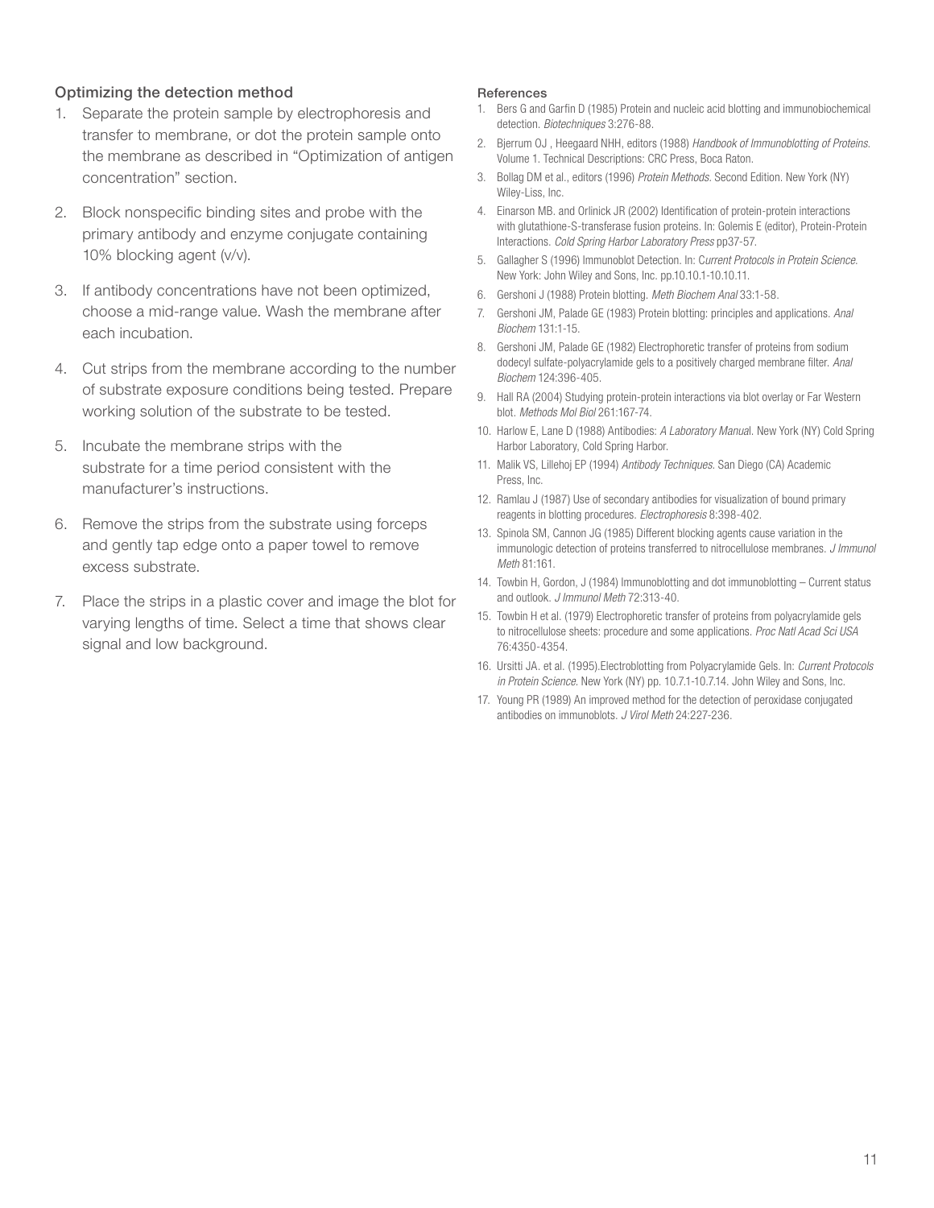### Optimizing the detection method

1. Separate the protein sample by electrophoresis and transfer to membrane, or dot the protein sample onto the membrane as described in "Optimization of antigen concentration" section.
2. Block nonspecific binding sites and probe with the primary antibody and enzyme conjugate containing 10% blocking agent (v/v).
3. If antibody concentrations have not been optimized, choose a mid-range value. Wash the membrane after each incubation.
4. Cut strips from the membrane according to the number of substrate exposure conditions being tested. Prepare working solution of the substrate to be tested.
5. Incubate the membrane strips with the substrate for a time period consistent with the manufacturer's instructions.
6. Remove the strips from the substrate using forceps and gently tap edge onto a paper towel to remove excess substrate.
7. Place the strips in a plastic cover and image the blot for varying lengths of time. Select a time that shows clear signal and low background.

### References

1. Bers G and Garfin D (1985) Protein and nucleic acid blotting and immunobiochemical detection. *Biotechniques* 3:276-88.
2. Bjerrum OJ , Heegaard NHH, editors (1988) *Handbook of Immunoblotting of Proteins*. Volume 1. Technical Descriptions: CRC Press, Boca Raton.
3. Bollag DM et al., editors (1996) *Protein Methods*. Second Edition. New York (NY) Wiley-Liss, Inc.
4. Einarson MB. and Orlinick JR (2002) Identification of protein-protein interactions with glutathione-S-transferase fusion proteins. In: Golemis E (editor), Protein-Protein Interactions. *Cold Spring Harbor Laboratory Press* pp37-57.
5. Gallagher S (1996) Immunoblot Detection. In: C*urrent Protocols in Protein Science*. New York: John Wiley and Sons, Inc. pp.10.10.1-10.10.11.
6. Gershoni J (1988) Protein blotting. *Meth Biochem Anal* 33:1-58.
7. Gershoni JM, Palade GE (1983) Protein blotting: principles and applications. *Anal Biochem* 131:1-15.
8. Gershoni JM, Palade GE (1982) Electrophoretic transfer of proteins from sodium dodecyl sulfate-polyacrylamide gels to a positively charged membrane filter. *Anal Biochem* 124:396-405.
9. Hall RA (2004) Studying protein-protein interactions via blot overlay or Far Western blot. *Methods Mol Biol* 261:167-74.
10. Harlow E, Lane D (1988) Antibodies: *A Laboratory Manua*l. New York (NY) Cold Spring Harbor Laboratory, Cold Spring Harbor.
11. Malik VS, Lillehoj EP (1994) *Antibody Techniques*. San Diego (CA) Academic Press, Inc.
12. Ramlau J (1987) Use of secondary antibodies for visualization of bound primary reagents in blotting procedures. *Electrophoresis* 8:398-402.
13. Spinola SM, Cannon JG (1985) Different blocking agents cause variation in the immunologic detection of proteins transferred to nitrocellulose membranes. *J Immunol Meth* 81:161.
14. Towbin H, Gordon, J (1984) Immunoblotting and dot immunoblotting – Current status and outlook. *J Immunol Meth* 72:313-40.
15. Towbin H et al. (1979) Electrophoretic transfer of proteins from polyacrylamide gels to nitrocellulose sheets: procedure and some applications. *Proc Natl Acad Sci USA* 76:4350-4354.
16. Ursitti JA. et al. (1995).Electroblotting from Polyacrylamide Gels. In: *Current Protocols in Protein Science*. New York (NY) pp. 10.7.1-10.7.14. John Wiley and Sons, Inc.
17. Young PR (1989) An improved method for the detection of peroxidase conjugated antibodies on immunoblots. *J Virol Meth* 24:227-236.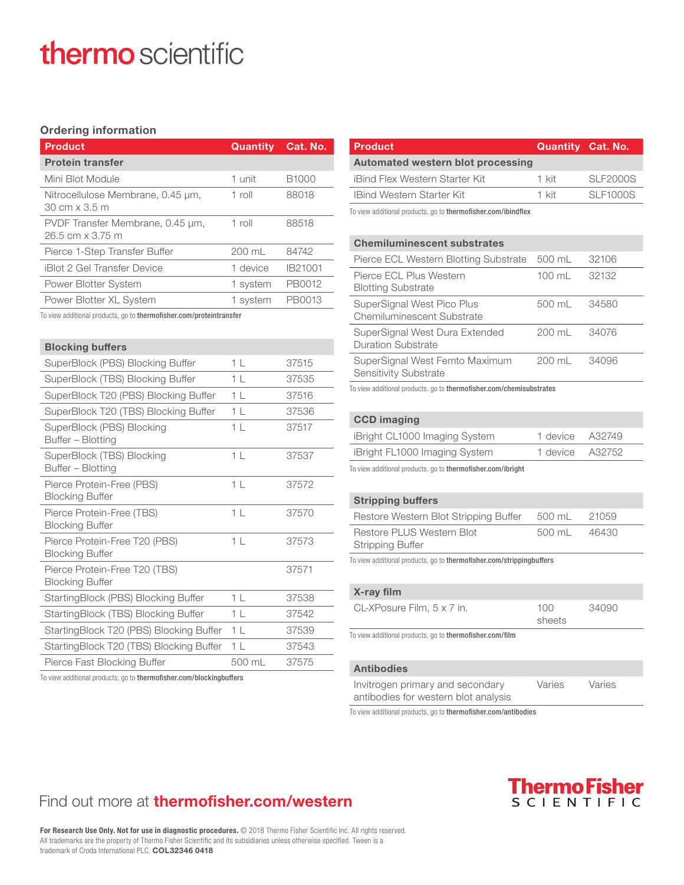thermo scientific

## Ordering information

| Product | Quantity | Cat. No. |
| --- | --- | --- |
| **Protein transfer** | | |
| Mini Blot Module | 1 unit | B1000 |
| Nitrocellulose Membrane, 0.45 µm, 30 cm x 3.5 m | 1 roll | 88018 |
| PVDF Transfer Membrane, 0.45 µm, 26.5 cm x 3.75 m | 1 roll | 88518 |
| Pierce 1-Step Transfer Buffer | 200 mL | 84742 |
| iBlot 2 Gel Transfer Device | 1 device | IB21001 |
| Power Blotter System | 1 system | PB0012 |
| Power Blotter XL System | 1 system | PB0013 |

To view additional products, go to **thermofisher.com/proteintransfer**

| Product | Quantity | Cat. No. |
| --- | --- | --- |
| **Blocking buffers** | | |
| SuperBlock (PBS) Blocking Buffer | 1 L | 37515 |
| SuperBlock (TBS) Blocking Buffer | 1 L | 37535 |
| SuperBlock T20 (PBS) Blocking Buffer | 1 L | 37516 |
| SuperBlock T20 (TBS) Blocking Buffer | 1 L | 37536 |
| SuperBlock (PBS) Blocking Buffer – Blotting | 1 L | 37517 |
| SuperBlock (TBS) Blocking Buffer – Blotting | 1 L | 37537 |
| Pierce Protein-Free (PBS) Blocking Buffer | 1 L | 37572 |
| Pierce Protein-Free (TBS) Blocking Buffer | 1 L | 37570 |
| Pierce Protein-Free T20 (PBS) Blocking Buffer | 1 L | 37573 |
| Pierce Protein-Free T20 (TBS) Blocking Buffer | | 37571 |
| StartingBlock (PBS) Blocking Buffer | 1 L | 37538 |
| StartingBlock (TBS) Blocking Buffer | 1 L | 37542 |
| StartingBlock T20 (PBS) Blocking Buffer | 1 L | 37539 |
| StartingBlock T20 (TBS) Blocking Buffer | 1 L | 37543 |
| Pierce Fast Blocking Buffer | 500 mL | 37575 |

To view additional products, go to **thermofisher.com/blockingbuffers**

| Product | Quantity | Cat. No. |
| --- | --- | --- |
| **Automated western blot processing** | | |
| iBind Flex Western Starter Kit | 1 kit | SLF2000S |
| IBind Western Starter Kit | 1 kit | SLF1000S |

To view additional products, go to **thermofisher.com/ibindflex**

| Product | Quantity | Cat. No. |
| --- | --- | --- |
| **Chemiluminescent substrates** | | |
| Pierce ECL Western Blotting Substrate | 500 mL | 32106 |
| Pierce ECL Plus Western Blotting Substrate | 100 mL | 32132 |
| SuperSignal West Pico Plus Chemiluminescent Substrate | 500 mL | 34580 |
| SuperSignal West Dura Extended Duration Substrate | 200 mL | 34076 |
| SuperSignal West Femto Maximum Sensitivity Substrate | 200 mL | 34096 |

To view additional products, go to **thermofisher.com/chemisubstrates**

| Product | Quantity | Cat. No. |
| --- | --- | --- |
| **CCD imaging** | | |
| iBright CL1000 Imaging System | 1 device | A32749 |
| iBright FL1000 Imaging System | 1 device | A32752 |

To view additional products, go to **thermofisher.com/ibright**

| Product | Quantity | Cat. No. |
| --- | --- | --- |
| **Stripping buffers** | | |
| Restore Western Blot Stripping Buffer | 500 mL | 21059 |
| Restore PLUS Western Blot Stripping Buffer | 500 mL | 46430 |

To view additional products, go to **thermofisher.com/strippingbuffers**

| Product | Quantity | Cat. No. |
| --- | --- | --- |
| **X-ray film** | | |
| CL-XPosure Film, 5 x 7 in. | 100 sheets | 34090 |

To view additional products, go to **thermofisher.com/film**

| Product | Quantity | Cat. No. |
| --- | --- | --- |
| **Antibodies** | | |
| Invitrogen primary and secondary antibodies for western blot analysis | Varies | Varies |

To view additional products, go to **thermofisher.com/antibodies**

Find out more at **thermofisher.com/western**

ThermoFisher SCIENTIFIC

**For Research Use Only. Not for use in diagnostic procedures.** © 2018 Thermo Fisher Scientific Inc. All rights reserved. All trademarks are the property of Thermo Fisher Scientific and its subsidiaries unless otherwise specified. Tween is a trademark of Croda International PLC. **COL32346 0418**